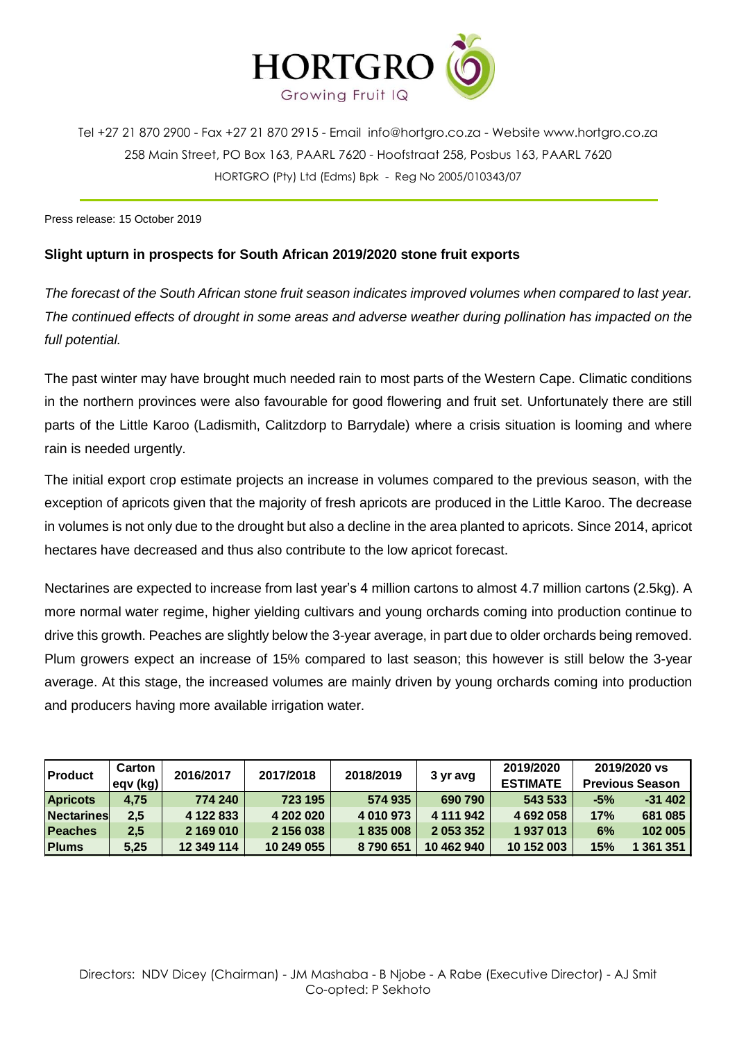HORTGRO
Growing Fruit IQ

Tel +27 21 870 2900 - Fax +27 21 870 2915 - Email info@hortgro.co.za - Website www.hortgro.co.za
258 Main Street, PO Box 163, PAARL 7620 - Hoofstraat 258, Posbus 163, PAARL 7620
HORTGRO (Pty) Ltd (Edms) Bpk - Reg No 2005/010343/07

Press release: 15 October 2019

**Slight upturn in prospects for South African 2019/2020 stone fruit exports**

*The forecast of the South African stone fruit season indicates improved volumes when compared to last year. The continued effects of drought in some areas and adverse weather during pollination has impacted on the full potential.*

The past winter may have brought much needed rain to most parts of the Western Cape. Climatic conditions in the northern provinces were also favourable for good flowering and fruit set. Unfortunately there are still parts of the Little Karoo (Ladismith, Calitzdorp to Barrydale) where a crisis situation is looming and where rain is needed urgently.

The initial export crop estimate projects an increase in volumes compared to the previous season, with the exception of apricots given that the majority of fresh apricots are produced in the Little Karoo. The decrease in volumes is not only due to the drought but also a decline in the area planted to apricots. Since 2014, apricot hectares have decreased and thus also contribute to the low apricot forecast.

Nectarines are expected to increase from last year's 4 million cartons to almost 4.7 million cartons (2.5kg). A more normal water regime, higher yielding cultivars and young orchards coming into production continue to drive this growth. Peaches are slightly below the 3-year average, in part due to older orchards being removed. Plum growers expect an increase of 15% compared to last season; this however is still below the 3-year average. At this stage, the increased volumes are mainly driven by young orchards coming into production and producers having more available irrigation water.

| Product | Carton eqv (kg) | 2016/2017 | 2017/2018 | 2018/2019 | 3 yr avg | 2019/2020 ESTIMATE | 2019/2020 vs Previous Season | |
|---|---|---|---|---|---|---|---|---|
| **Apricots** | **4,75** | **774 240** | **723 195** | **574 935** | **690 790** | **543 533** | **-5%** | **-31 402** |
| **Nectarines** | **2,5** | **4 122 833** | **4 202 020** | **4 010 973** | **4 111 942** | **4 692 058** | **17%** | **681 085** |
| **Peaches** | **2,5** | **2 169 010** | **2 156 038** | **1 835 008** | **2 053 352** | **1 937 013** | **6%** | **102 005** |
| **Plums** | **5,25** | **12 349 114** | **10 249 055** | **8 790 651** | **10 462 940** | **10 152 003** | **15%** | **1 361 351** |

Directors: NDV Dicey (Chairman) - JM Mashaba - B Njobe - A Rabe (Executive Director) - AJ Smit
Co-opted: P Sekhoto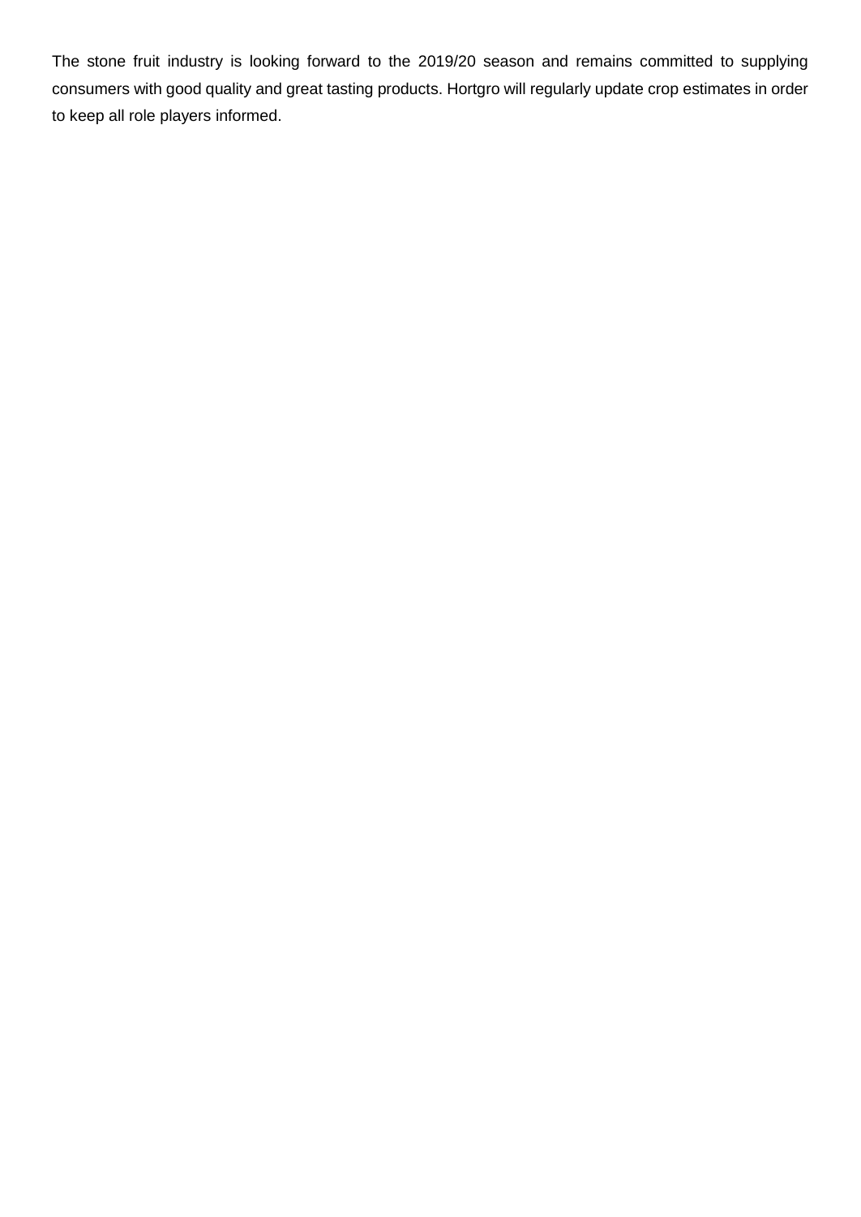The stone fruit industry is looking forward to the 2019/20 season and remains committed to supplying consumers with good quality and great tasting products. Hortgro will regularly update crop estimates in order to keep all role players informed.